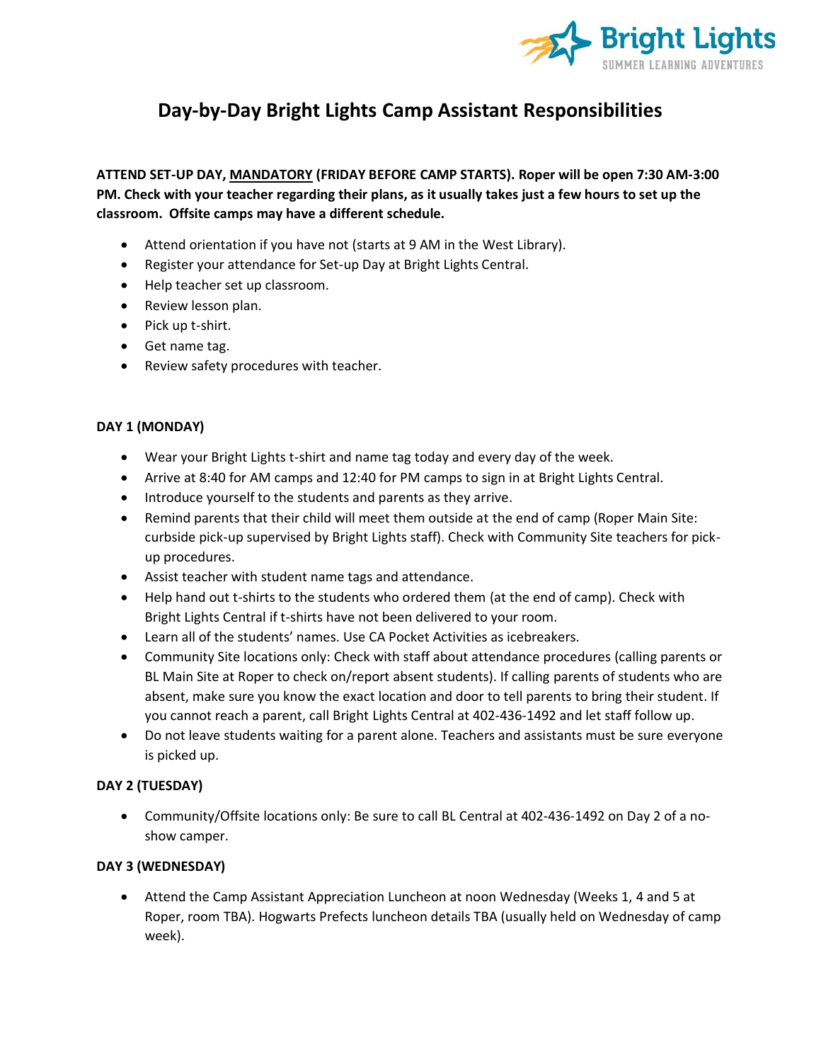Bright Lights
SUMMER LEARNING ADVENTURES

# Day-by-Day Bright Lights Camp Assistant Responsibilities

**ATTEND SET-UP DAY, MANDATORY (FRIDAY BEFORE CAMP STARTS). Roper will be open 7:30 AM-3:00 PM. Check with your teacher regarding their plans, as it usually takes just a few hours to set up the classroom. Offsite camps may have a different schedule.**

- Attend orientation if you have not (starts at 9 AM in the West Library).
- Register your attendance for Set-up Day at Bright Lights Central.
- Help teacher set up classroom.
- Review lesson plan.
- Pick up t-shirt.
- Get name tag.
- Review safety procedures with teacher.

**DAY 1 (MONDAY)**

- Wear your Bright Lights t-shirt and name tag today and every day of the week.
- Arrive at 8:40 for AM camps and 12:40 for PM camps to sign in at Bright Lights Central.
- Introduce yourself to the students and parents as they arrive.
- Remind parents that their child will meet them outside at the end of camp (Roper Main Site: curbside pick-up supervised by Bright Lights staff). Check with Community Site teachers for pick-up procedures.
- Assist teacher with student name tags and attendance.
- Help hand out t-shirts to the students who ordered them (at the end of camp). Check with Bright Lights Central if t-shirts have not been delivered to your room.
- Learn all of the students' names. Use CA Pocket Activities as icebreakers.
- Community Site locations only: Check with staff about attendance procedures (calling parents or BL Main Site at Roper to check on/report absent students). If calling parents of students who are absent, make sure you know the exact location and door to tell parents to bring their student. If you cannot reach a parent, call Bright Lights Central at 402-436-1492 and let staff follow up.
- Do not leave students waiting for a parent alone. Teachers and assistants must be sure everyone is picked up.

**DAY 2 (TUESDAY)**

- Community/Offsite locations only: Be sure to call BL Central at 402-436-1492 on Day 2 of a no-show camper.

**DAY 3 (WEDNESDAY)**

- Attend the Camp Assistant Appreciation Luncheon at noon Wednesday (Weeks 1, 4 and 5 at Roper, room TBA). Hogwarts Prefects luncheon details TBA (usually held on Wednesday of camp week).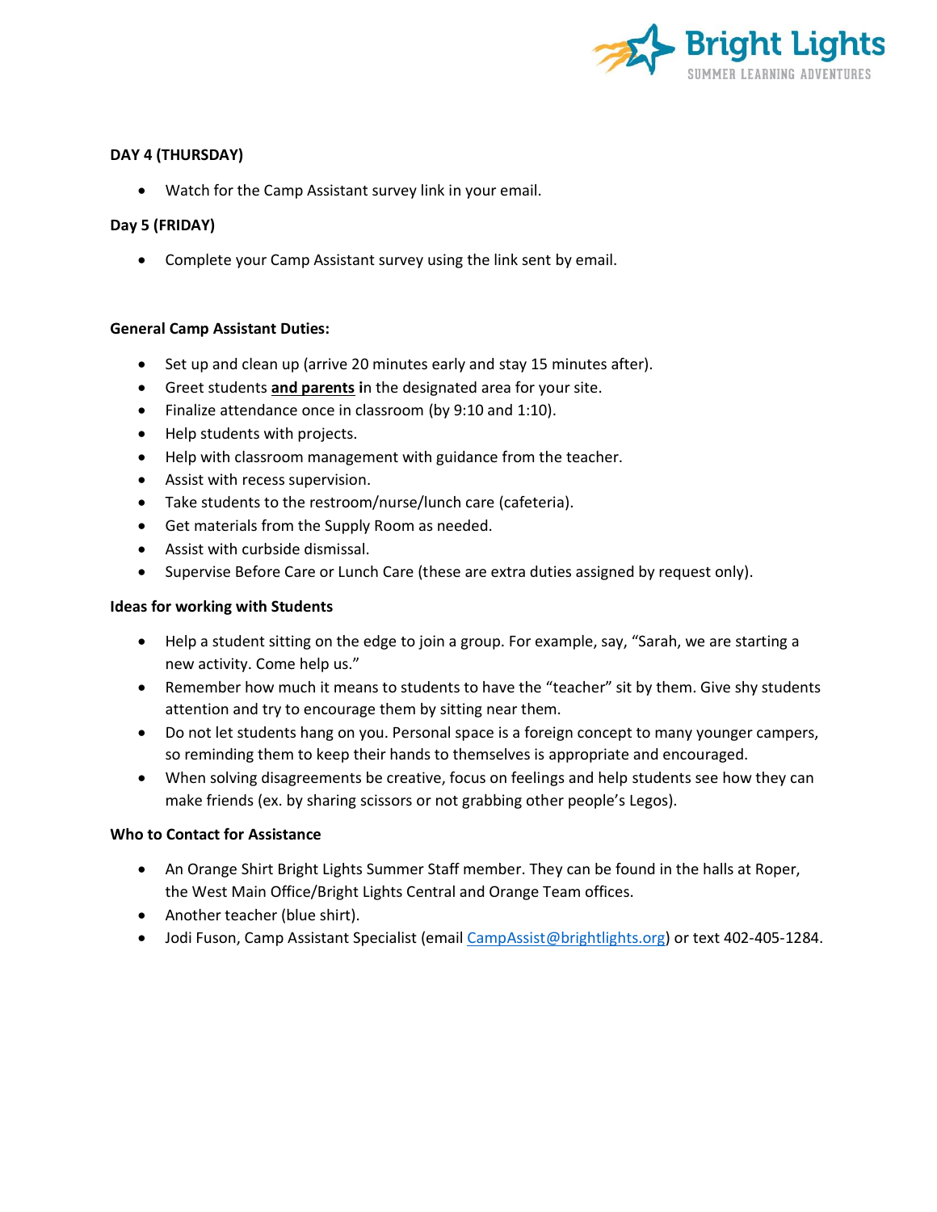**DAY 4 (THURSDAY)**

- Watch for the Camp Assistant survey link in your email.

**Day 5 (FRIDAY)**

- Complete your Camp Assistant survey using the link sent by email.

**General Camp Assistant Duties:**

- Set up and clean up (arrive 20 minutes early and stay 15 minutes after).
- Greet students **and parents** in the designated area for your site.
- Finalize attendance once in classroom (by 9:10 and 1:10).
- Help students with projects.
- Help with classroom management with guidance from the teacher.
- Assist with recess supervision.
- Take students to the restroom/nurse/lunch care (cafeteria).
- Get materials from the Supply Room as needed.
- Assist with curbside dismissal.
- Supervise Before Care or Lunch Care (these are extra duties assigned by request only).

**Ideas for working with Students**

- Help a student sitting on the edge to join a group. For example, say, "Sarah, we are starting a new activity. Come help us."
- Remember how much it means to students to have the "teacher" sit by them. Give shy students attention and try to encourage them by sitting near them.
- Do not let students hang on you. Personal space is a foreign concept to many younger campers, so reminding them to keep their hands to themselves is appropriate and encouraged.
- When solving disagreements be creative, focus on feelings and help students see how they can make friends (ex. by sharing scissors or not grabbing other people's Legos).

**Who to Contact for Assistance**

- An Orange Shirt Bright Lights Summer Staff member. They can be found in the halls at Roper, the West Main Office/Bright Lights Central and Orange Team offices.
- Another teacher (blue shirt).
- Jodi Fuson, Camp Assistant Specialist (email CampAssist@brightlights.org) or text 402-405-1284.